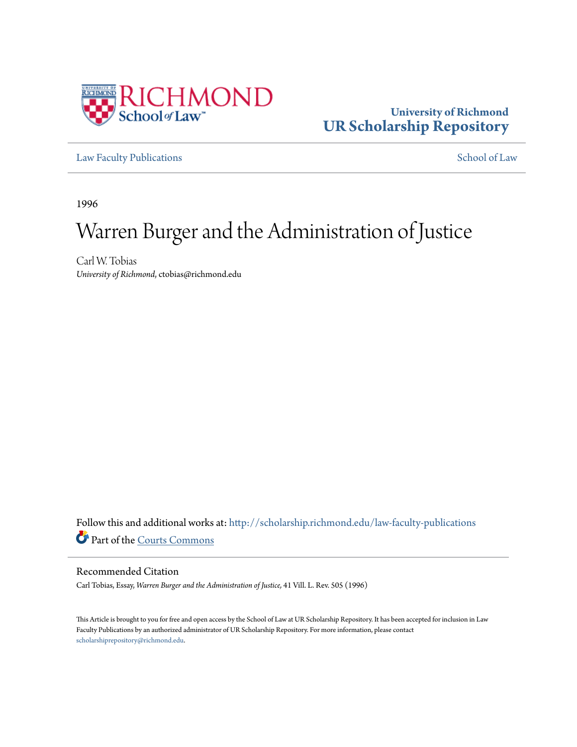University of Richmond
UR Scholarship Repository

Law Faculty Publications | School of Law

1996

# Warren Burger and the Administration of Justice

Carl W. Tobias
*University of Richmond*, ctobias@richmond.edu

Follow this and additional works at: http://scholarship.richmond.edu/law-faculty-publications

Part of the Courts Commons

## Recommended Citation

Carl Tobias, Essay, *Warren Burger and the Administration of Justice,* 41 Vill. L. Rev. 505 (1996)

This Article is brought to you for free and open access by the School of Law at UR Scholarship Repository. It has been accepted for inclusion in Law Faculty Publications by an authorized administrator of UR Scholarship Repository. For more information, please contact scholarshiprepository@richmond.edu.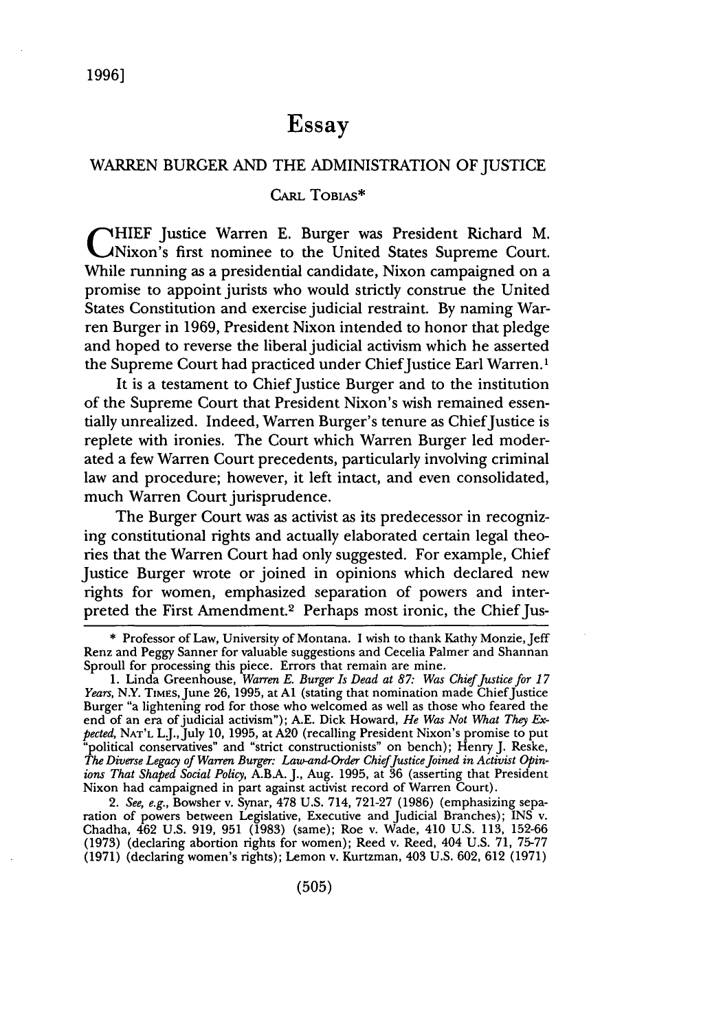# Essay

## WARREN BURGER AND THE ADMINISTRATION OF JUSTICE

CARL TOBIAS*

CHIEF Justice Warren E. Burger was President Richard M. Nixon's first nominee to the United States Supreme Court. While running as a presidential candidate, Nixon campaigned on a promise to appoint jurists who would strictly construe the United States Constitution and exercise judicial restraint. By naming Warren Burger in 1969, President Nixon intended to honor that pledge and hoped to reverse the liberal judicial activism which he asserted the Supreme Court had practiced under Chief Justice Earl Warren.[1]

It is a testament to Chief Justice Burger and to the institution of the Supreme Court that President Nixon's wish remained essentially unrealized. Indeed, Warren Burger's tenure as Chief Justice is replete with ironies. The Court which Warren Burger led moderated a few Warren Court precedents, particularly involving criminal law and procedure; however, it left intact, and even consolidated, much Warren Court jurisprudence.

The Burger Court was as activist as its predecessor in recognizing constitutional rights and actually elaborated certain legal theories that the Warren Court had only suggested. For example, Chief Justice Burger wrote or joined in opinions which declared new rights for women, emphasized separation of powers and interpreted the First Amendment.[2] Perhaps most ironic, the Chief Jus-

---

\* Professor of Law, University of Montana. I wish to thank Kathy Monzie, Jeff Renz and Peggy Sanner for valuable suggestions and Cecelia Palmer and Shannan Sproull for processing this piece. Errors that remain are mine.

1. Linda Greenhouse, *Warren E. Burger Is Dead at 87: Was Chief Justice for 17 Years*, N.Y. TIMES, June 26, 1995, at A1 (stating that nomination made Chief Justice Burger "a lightening rod for those who welcomed as well as those who feared the end of an era of judicial activism"); A.E. Dick Howard, *He Was Not What They Expected*, NAT'L L.J., July 10, 1995, at A20 (recalling President Nixon's promise to put "political conservatives" and "strict constructionists" on bench); Henry J. Reske, *The Diverse Legacy of Warren Burger: Law-and-Order Chief Justice Joined in Activist Opinions That Shaped Social Policy*, A.B.A. J., Aug. 1995, at 36 (asserting that President Nixon had campaigned in part against activist record of Warren Court).

2. *See, e.g.*, Bowsher v. Synar, 478 U.S. 714, 721-27 (1986) (emphasizing separation of powers between Legislative, Executive and Judicial Branches); INS v. Chadha, 462 U.S. 919, 951 (1983) (same); Roe v. Wade, 410 U.S. 113, 152-66 (1973) (declaring abortion rights for women); Reed v. Reed, 404 U.S. 71, 75-77 (1971) (declaring women's rights); Lemon v. Kurtzman, 403 U.S. 602, 612 (1971)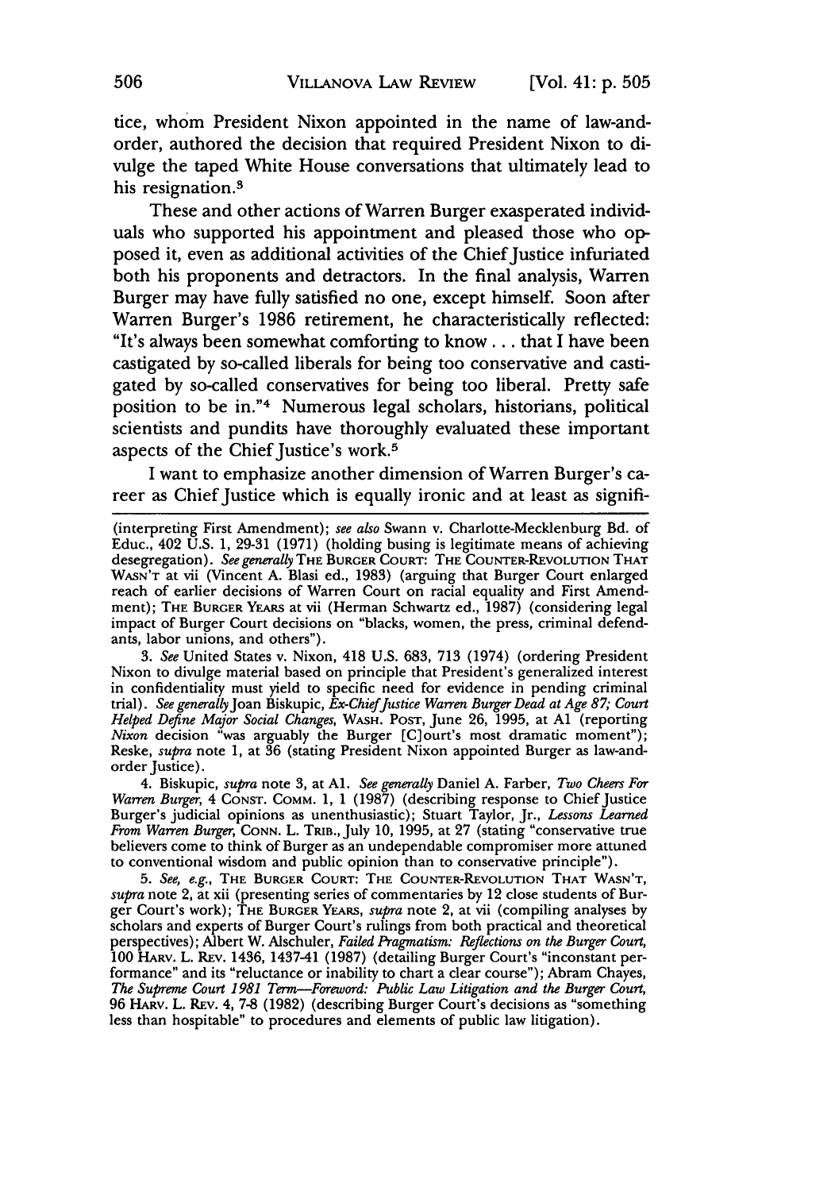tice, whom President Nixon appointed in the name of law-and-order, authored the decision that required President Nixon to divulge the taped White House conversations that ultimately lead to his resignation.[3]

These and other actions of Warren Burger exasperated individuals who supported his appointment and pleased those who opposed it, even as additional activities of the Chief Justice infuriated both his proponents and detractors. In the final analysis, Warren Burger may have fully satisfied no one, except himself. Soon after Warren Burger's 1986 retirement, he characteristically reflected: "It's always been somewhat comforting to know . . . that I have been castigated by so-called liberals for being too conservative and castigated by so-called conservatives for being too liberal. Pretty safe position to be in."[4] Numerous legal scholars, historians, political scientists and pundits have thoroughly evaluated these important aspects of the Chief Justice's work.[5]

I want to emphasize another dimension of Warren Burger's career as Chief Justice which is equally ironic and at least as signifi-

---

(interpreting First Amendment); *see also* Swann v. Charlotte-Mecklenburg Bd. of Educ., 402 U.S. 1, 29-31 (1971) (holding busing is legitimate means of achieving desegregation). *See generally* THE BURGER COURT: THE COUNTER-REVOLUTION THAT WASN'T at vii (Vincent A. Blasi ed., 1983) (arguing that Burger Court enlarged reach of earlier decisions of Warren Court on racial equality and First Amendment); THE BURGER YEARS at vii (Herman Schwartz ed., 1987) (considering legal impact of Burger Court decisions on "blacks, women, the press, criminal defendants, labor unions, and others").

3. *See* United States v. Nixon, 418 U.S. 683, 713 (1974) (ordering President Nixon to divulge material based on principle that President's generalized interest in confidentiality must yield to specific need for evidence in pending criminal trial). *See generally* Joan Biskupic, *Ex-Chief Justice Warren Burger Dead at Age 87; Court Helped Define Major Social Changes*, WASH. POST, June 26, 1995, at A1 (reporting *Nixon* decision "was arguably the Burger [C]ourt's most dramatic moment"); Reske, *supra* note 1, at 36 (stating President Nixon appointed Burger as law-and-order Justice).

4. Biskupic, *supra* note 3, at A1. *See generally* Daniel A. Farber, *Two Cheers For Warren Burger*, 4 CONST. COMM. 1, 1 (1987) (describing response to Chief Justice Burger's judicial opinions as unenthusiastic); Stuart Taylor, Jr., *Lessons Learned From Warren Burger*, CONN. L. TRIB., July 10, 1995, at 27 (stating "conservative true believers come to think of Burger as an undependable compromiser more attuned to conventional wisdom and public opinion than to conservative principle").

5. *See, e.g.*, THE BURGER COURT: THE COUNTER-REVOLUTION THAT WASN'T, *supra* note 2, at xii (presenting series of commentaries by 12 close students of Burger Court's work); THE BURGER YEARS, *supra* note 2, at vii (compiling analyses by scholars and experts of Burger Court's rulings from both practical and theoretical perspectives); Albert W. Alschuler, *Failed Pragmatism: Reflections on the Burger Court*, 100 HARV. L. REV. 1436, 1437-41 (1987) (detailing Burger Court's "inconstant performance" and its "reluctance or inability to chart a clear course"); Abram Chayes, *The Supreme Court 1981 Term—Foreword: Public Law Litigation and the Burger Court*, 96 HARV. L. REV. 4, 7-8 (1982) (describing Burger Court's decisions as "something less than hospitable" to procedures and elements of public law litigation).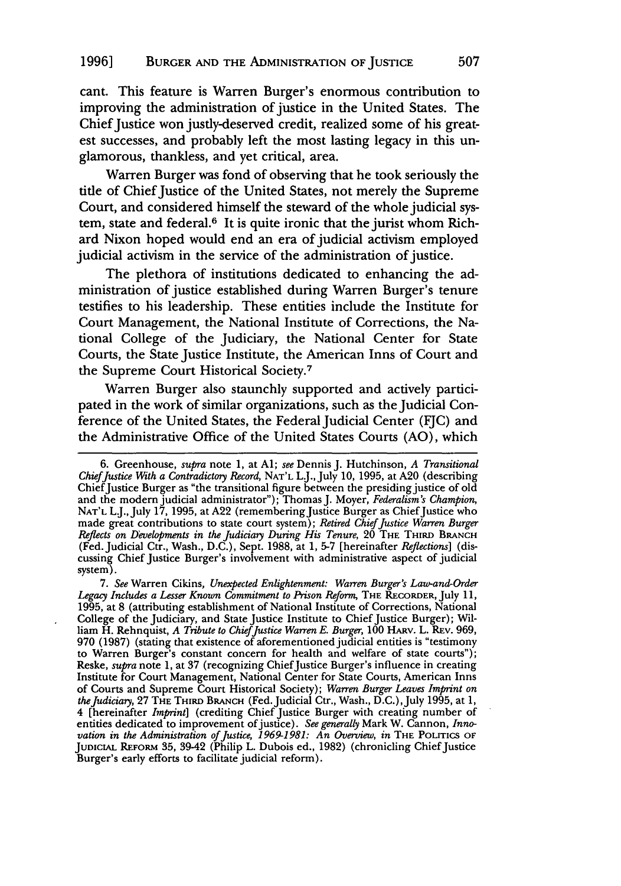cant. This feature is Warren Burger's enormous contribution to improving the administration of justice in the United States. The Chief Justice won justly-deserved credit, realized some of his greatest successes, and probably left the most lasting legacy in this unglamorous, thankless, and yet critical, area.

Warren Burger was fond of observing that he took seriously the title of Chief Justice of the United States, not merely the Supreme Court, and considered himself the steward of the whole judicial system, state and federal.[6] It is quite ironic that the jurist whom Richard Nixon hoped would end an era of judicial activism employed judicial activism in the service of the administration of justice.

The plethora of institutions dedicated to enhancing the administration of justice established during Warren Burger's tenure testifies to his leadership. These entities include the Institute for Court Management, the National Institute of Corrections, the National College of the Judiciary, the National Center for State Courts, the State Justice Institute, the American Inns of Court and the Supreme Court Historical Society.[7]

Warren Burger also staunchly supported and actively participated in the work of similar organizations, such as the Judicial Conference of the United States, the Federal Judicial Center (FJC) and the Administrative Office of the United States Courts (AO), which

---

6. Greenhouse, *supra* note 1, at A1; *see* Dennis J. Hutchinson, *A Transitional Chief Justice With a Contradictory Record*, NAT'L L.J., July 10, 1995, at A20 (describing Chief Justice Burger as "the transitional figure between the presiding justice of old and the modern judicial administrator"); Thomas J. Moyer, *Federalism's Champion*, NAT'L L.J., July 17, 1995, at A22 (remembering Justice Burger as Chief Justice who made great contributions to state court system); *Retired Chief Justice Warren Burger Reflects on Developments in the Judiciary During His Tenure*, 20 THE THIRD BRANCH (Fed. Judicial Ctr., Wash., D.C.), Sept. 1988, at 1, 5-7 [hereinafter *Reflections*] (discussing Chief Justice Burger's involvement with administrative aspect of judicial system).

7. *See* Warren Cikins, *Unexpected Enlightenment: Warren Burger's Law-and-Order Legacy Includes a Lesser Known Commitment to Prison Reform*, THE RECORDER, July 11, 1995, at 8 (attributing establishment of National Institute of Corrections, National College of the Judiciary, and State Justice Institute to Chief Justice Burger); William H. Rehnquist, *A Tribute to Chief Justice Warren E. Burger*, 100 HARV. L. REV. 969, 970 (1987) (stating that existence of aforementioned judicial entities is "testimony to Warren Burger's constant concern for health and welfare of state courts"); Reske, *supra* note 1, at 37 (recognizing Chief Justice Burger's influence in creating Institute for Court Management, National Center for State Courts, American Inns of Courts and Supreme Court Historical Society); *Warren Burger Leaves Imprint on the Judiciary*, 27 THE THIRD BRANCH (Fed. Judicial Ctr., Wash., D.C.), July 1995, at 1, 4 [hereinafter *Imprint*] (crediting Chief Justice Burger with creating number of entities dedicated to improvement of justice). *See generally* Mark W. Cannon, *Innovation in the Administration of Justice, 1969-1981: An Overview*, *in* THE POLITICS OF JUDICIAL REFORM 35, 39-42 (Philip L. Dubois ed., 1982) (chronicling Chief Justice Burger's early efforts to facilitate judicial reform).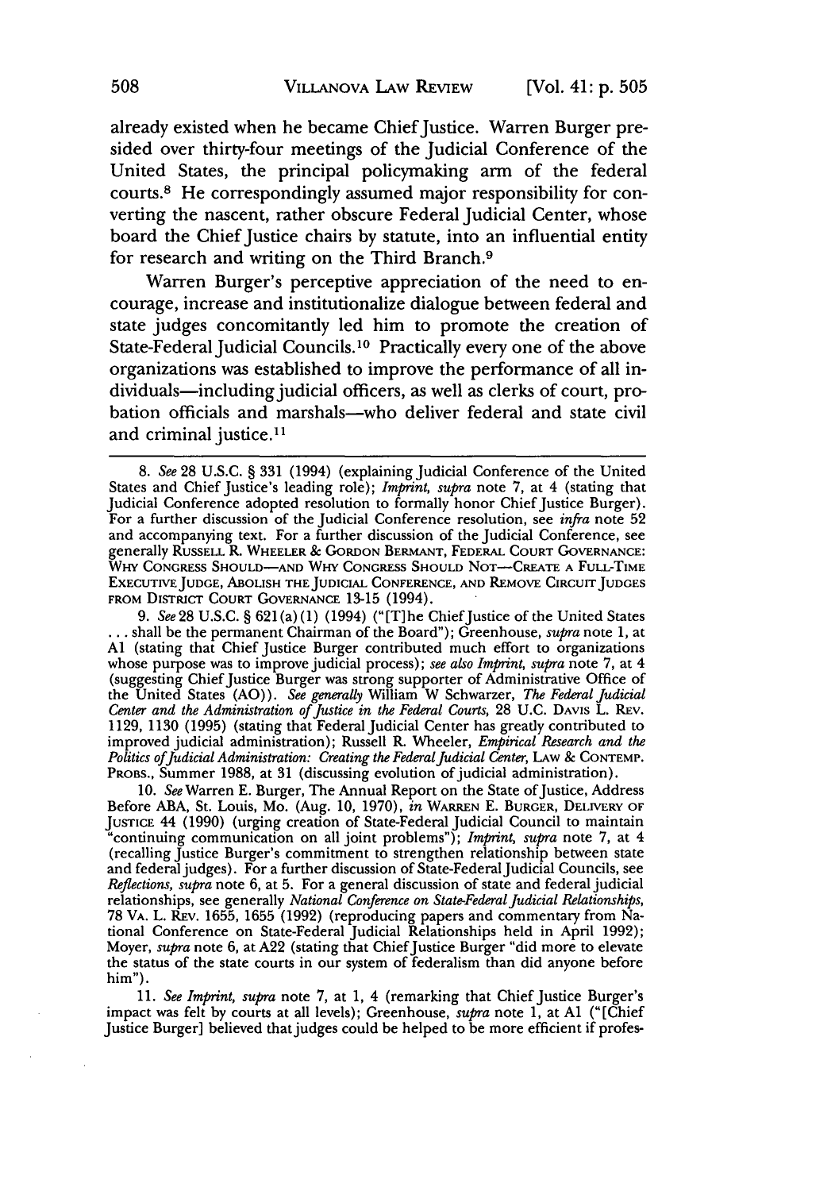already existed when he became Chief Justice. Warren Burger presided over thirty-four meetings of the Judicial Conference of the United States, the principal policymaking arm of the federal courts.[8] He correspondingly assumed major responsibility for converting the nascent, rather obscure Federal Judicial Center, whose board the Chief Justice chairs by statute, into an influential entity for research and writing on the Third Branch.[9]

Warren Burger's perceptive appreciation of the need to encourage, increase and institutionalize dialogue between federal and state judges concomitantly led him to promote the creation of State-Federal Judicial Councils.[10] Practically every one of the above organizations was established to improve the performance of all individuals—including judicial officers, as well as clerks of court, probation officials and marshals—who deliver federal and state civil and criminal justice.[11]

---

8. *See* 28 U.S.C. § 331 (1994) (explaining Judicial Conference of the United States and Chief Justice's leading role); *Imprint, supra* note 7, at 4 (stating that Judicial Conference adopted resolution to formally honor Chief Justice Burger). For a further discussion of the Judicial Conference resolution, see *infra* note 52 and accompanying text. For a further discussion of the Judicial Conference, see generally RUSSELL R. WHEELER & GORDON BERMANT, FEDERAL COURT GOVERNANCE: WHY CONGRESS SHOULD—AND WHY CONGRESS SHOULD NOT—CREATE A FULL-TIME EXECUTIVE JUDGE, ABOLISH THE JUDICIAL CONFERENCE, AND REMOVE CIRCUIT JUDGES FROM DISTRICT COURT GOVERNANCE 13-15 (1994).

9. *See* 28 U.S.C. § 621(a)(1) (1994) ("[T]he Chief Justice of the United States . . . shall be the permanent Chairman of the Board"); Greenhouse, *supra* note 1, at A1 (stating that Chief Justice Burger contributed much effort to organizations whose purpose was to improve judicial process); *see also Imprint, supra* note 7, at 4 (suggesting Chief Justice Burger was strong supporter of Administrative Office of the United States (AO)). *See generally* William W Schwarzer, *The Federal Judicial Center and the Administration of Justice in the Federal Courts*, 28 U.C. DAVIS L. REV. 1129, 1130 (1995) (stating that Federal Judicial Center has greatly contributed to improved judicial administration); Russell R. Wheeler, *Empirical Research and the Politics of Judicial Administration: Creating the Federal Judicial Center*, LAW & CONTEMP. PROBS., Summer 1988, at 31 (discussing evolution of judicial administration).

10. *See* Warren E. Burger, The Annual Report on the State of Justice, Address Before ABA, St. Louis, Mo. (Aug. 10, 1970), *in* WARREN E. BURGER, DELIVERY OF JUSTICE 44 (1990) (urging creation of State-Federal Judicial Council to maintain "continuing communication on all joint problems"); *Imprint, supra* note 7, at 4 (recalling Justice Burger's commitment to strengthen relationship between state and federal judges). For a further discussion of State-Federal Judicial Councils, see *Reflections, supra* note 6, at 5. For a general discussion of state and federal judicial relationships, see generally *National Conference on State-Federal Judicial Relationships*, 78 VA. L. REV. 1655, 1655 (1992) (reproducing papers and commentary from National Conference on State-Federal Judicial Relationships held in April 1992); Moyer, *supra* note 6, at A22 (stating that Chief Justice Burger "did more to elevate the status of the state courts in our system of federalism than did anyone before him").

11. *See Imprint, supra* note 7, at 1, 4 (remarking that Chief Justice Burger's impact was felt by courts at all levels); Greenhouse, *supra* note 1, at A1 ("[Chief Justice Burger] believed that judges could be helped to be more efficient if profes-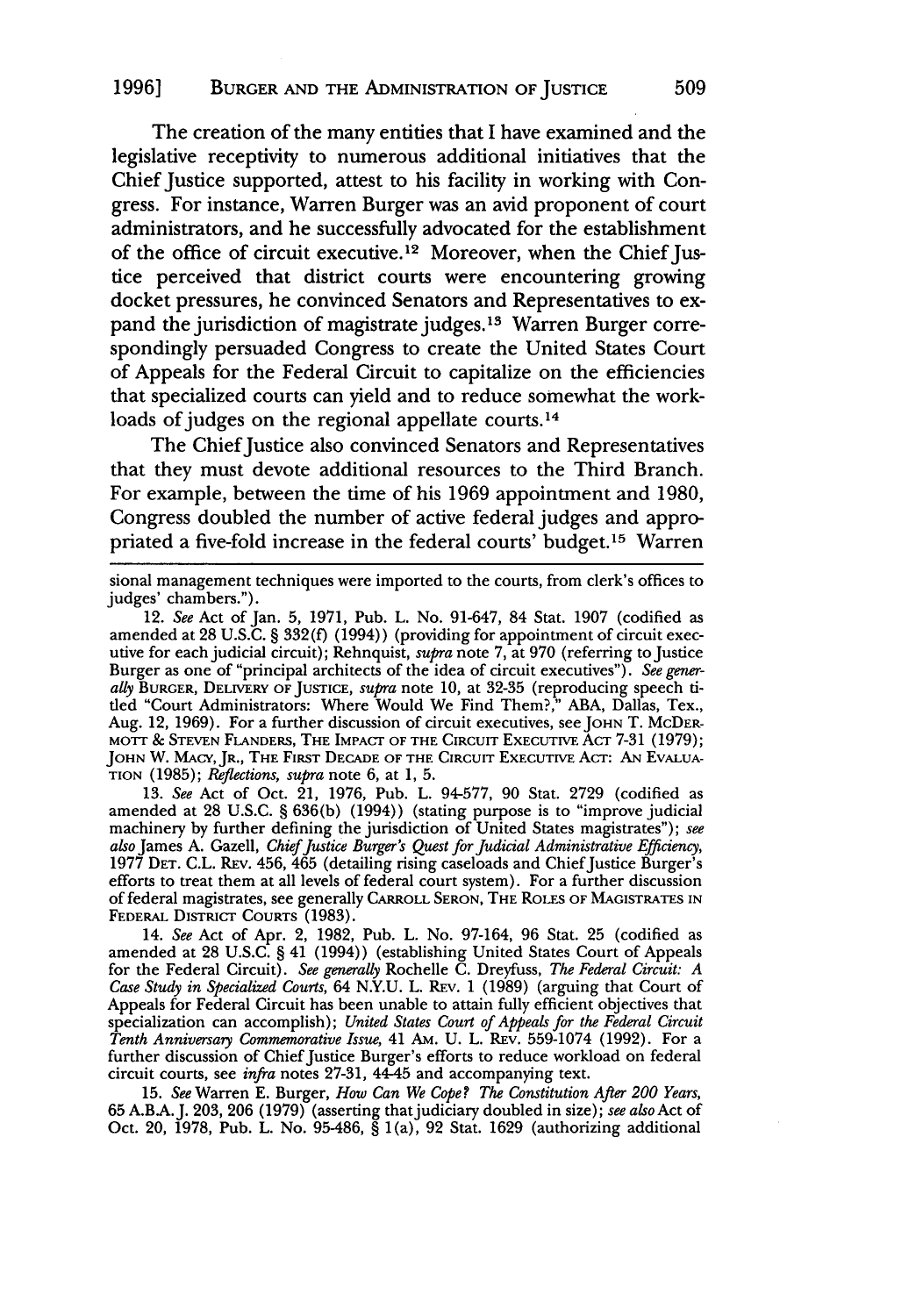The creation of the many entities that I have examined and the legislative receptivity to numerous additional initiatives that the Chief Justice supported, attest to his facility in working with Congress. For instance, Warren Burger was an avid proponent of court administrators, and he successfully advocated for the establishment of the office of circuit executive.[12] Moreover, when the Chief Justice perceived that district courts were encountering growing docket pressures, he convinced Senators and Representatives to expand the jurisdiction of magistrate judges.[13] Warren Burger correspondingly persuaded Congress to create the United States Court of Appeals for the Federal Circuit to capitalize on the efficiencies that specialized courts can yield and to reduce somewhat the workloads of judges on the regional appellate courts.[14]

The Chief Justice also convinced Senators and Representatives that they must devote additional resources to the Third Branch. For example, between the time of his 1969 appointment and 1980, Congress doubled the number of active federal judges and appropriated a five-fold increase in the federal courts' budget.[15] Warren

---

sional management techniques were imported to the courts, from clerk's offices to judges' chambers.").

12. *See* Act of Jan. 5, 1971, Pub. L. No. 91-647, 84 Stat. 1907 (codified as amended at 28 U.S.C. § 332(f) (1994)) (providing for appointment of circuit executive for each judicial circuit); Rehnquist, *supra* note 7, at 970 (referring to Justice Burger as one of "principal architects of the idea of circuit executives"). *See generally* BURGER, DELIVERY OF JUSTICE, *supra* note 10, at 32-35 (reproducing speech titled "Court Administrators: Where Would We Find Them?," ABA, Dallas, Tex., Aug. 12, 1969). For a further discussion of circuit executives, see JOHN T. MCDERMOTT & STEVEN FLANDERS, THE IMPACT OF THE CIRCUIT EXECUTIVE ACT 7-31 (1979); JOHN W. MACY, JR., THE FIRST DECADE OF THE CIRCUIT EXECUTIVE ACT: AN EVALUATION (1985); *Reflections*, *supra* note 6, at 1, 5.

13. *See* Act of Oct. 21, 1976, Pub. L. 94-577, 90 Stat. 2729 (codified as amended at 28 U.S.C. § 636(b) (1994)) (stating purpose is to "improve judicial machinery by further defining the jurisdiction of United States magistrates"); *see also* James A. Gazell, *Chief Justice Burger's Quest for Judicial Administrative Efficiency*, 1977 DET. C.L. REV. 456, 465 (detailing rising caseloads and Chief Justice Burger's efforts to treat them at all levels of federal court system). For a further discussion of federal magistrates, see generally CARROLL SERON, THE ROLES OF MAGISTRATES IN FEDERAL DISTRICT COURTS (1983).

14. *See* Act of Apr. 2, 1982, Pub. L. No. 97-164, 96 Stat. 25 (codified as amended at 28 U.S.C. § 41 (1994)) (establishing United States Court of Appeals for the Federal Circuit). *See generally* Rochelle C. Dreyfuss, *The Federal Circuit: A Case Study in Specialized Courts*, 64 N.Y.U. L. REV. 1 (1989) (arguing that Court of Appeals for Federal Circuit has been unable to attain fully efficient objectives that specialization can accomplish); *United States Court of Appeals for the Federal Circuit Tenth Anniversary Commemorative Issue*, 41 AM. U. L. REV. 559-1074 (1992). For a further discussion of Chief Justice Burger's efforts to reduce workload on federal circuit courts, see *infra* notes 27-31, 44-45 and accompanying text.

15. *See* Warren E. Burger, *How Can We Cope? The Constitution After 200 Years*, 65 A.B.A. J. 203, 206 (1979) (asserting that judiciary doubled in size); *see also* Act of Oct. 20, 1978, Pub. L. No. 95-486, § 1(a), 92 Stat. 1629 (authorizing additional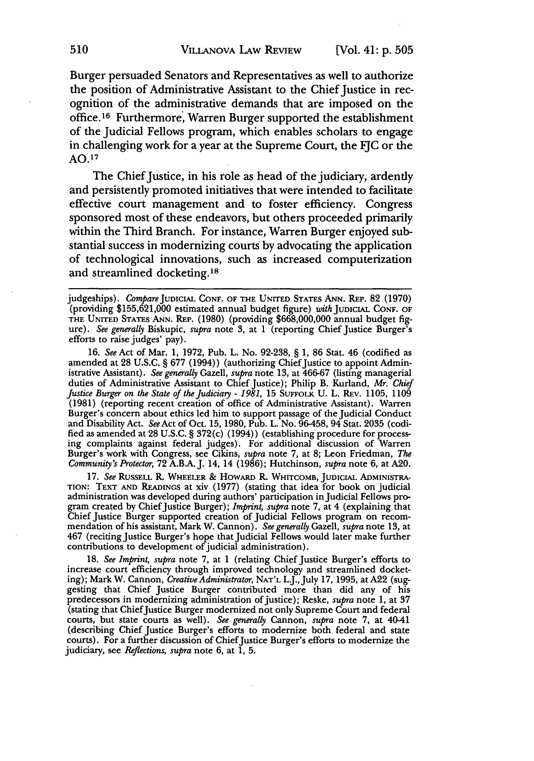Burger persuaded Senators and Representatives as well to authorize the position of Administrative Assistant to the Chief Justice in recognition of the administrative demands that are imposed on the office.[16] Furthermore, Warren Burger supported the establishment of the Judicial Fellows program, which enables scholars to engage in challenging work for a year at the Supreme Court, the FJC or the AO.[17]

The Chief Justice, in his role as head of the judiciary, ardently and persistently promoted initiatives that were intended to facilitate effective court management and to foster efficiency. Congress sponsored most of these endeavors, but others proceeded primarily within the Third Branch. For instance, Warren Burger enjoyed substantial success in modernizing courts by advocating the application of technological innovations, such as increased computerization and streamlined docketing.[18]

---

judgeships). *Compare* JUDICIAL CONF. OF THE UNITED STATES ANN. REP. 82 (1970) (providing $155,621,000 estimated annual budget figure) *with* JUDICIAL CONF. OF THE UNITED STATES ANN. REP. (1980) (providing $668,000,000 annual budget figure). *See generally* Biskupic, *supra* note 3, at 1 (reporting Chief Justice Burger's efforts to raise judges' pay).

16. *See* Act of Mar. 1, 1972, Pub. L. No. 92-238, § 1, 86 Stat. 46 (codified as amended at 28 U.S.C. § 677 (1994)) (authorizing Chief Justice to appoint Administrative Assistant). *See generally* Gazell, *supra* note 13, at 466-67 (listing managerial duties of Administrative Assistant to Chief Justice); Philip B. Kurland, *Mr. Chief Justice Burger on the State of the Judiciary - 1981*, 15 SUFFOLK U. L. REV. 1105, 1109 (1981) (reporting recent creation of office of Administrative Assistant). Warren Burger's concern about ethics led him to support passage of the Judicial Conduct and Disability Act. *See* Act of Oct. 15, 1980, Pub. L. No. 96-458, 94 Stat. 2035 (codified as amended at 28 U.S.C. § 372(c) (1994)) (establishing procedure for processing complaints against federal judges). For additional discussion of Warren Burger's work with Congress, see Cikins, *supra* note 7, at 8; Leon Friedman, *The Community's Protector*, 72 A.B.A. J. 14, 14 (1986); Hutchinson, *supra* note 6, at A20.

17. *See* RUSSELL R. WHEELER & HOWARD R. WHITCOMB, JUDICIAL ADMINISTRATION: TEXT AND READINGS at xiv (1977) (stating that idea for book on judicial administration was developed during authors' participation in Judicial Fellows program created by Chief Justice Burger); *Imprint*, *supra* note 7, at 4 (explaining that Chief Justice Burger supported creation of Judicial Fellows program on recommendation of his assistant, Mark W. Cannon). *See generally* Gazell, *supra* note 13, at 467 (reciting Justice Burger's hope that Judicial Fellows would later make further contributions to development of judicial administration).

18. *See Imprint*, *supra* note 7, at 1 (relating Chief Justice Burger's efforts to increase court efficiency through improved technology and streamlined docketing); Mark W. Cannon, *Creative Administrator*, NAT'L L.J., July 17, 1995, at A22 (suggesting that Chief Justice Burger contributed more than did any of his predecessors in modernizing administration of justice); Reske, *supra* note 1, at 37 (stating that Chief Justice Burger modernized not only Supreme Court and federal courts, but state courts as well). *See generally* Cannon, *supra* note 7, at 40-41 (describing Chief Justice Burger's efforts to modernize both federal and state courts). For a further discussion of Chief Justice Burger's efforts to modernize the judiciary, see *Reflections*, *supra* note 6, at 1, 5.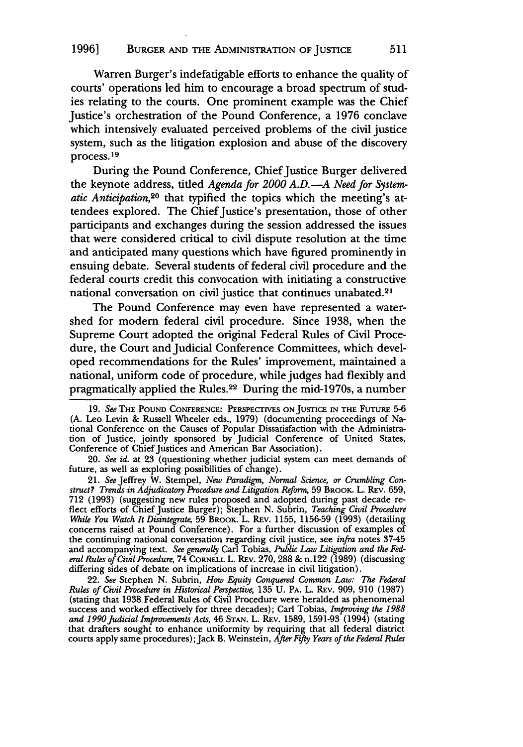Warren Burger's indefatigable efforts to enhance the quality of courts' operations led him to encourage a broad spectrum of studies relating to the courts. One prominent example was the Chief Justice's orchestration of the Pound Conference, a 1976 conclave which intensively evaluated perceived problems of the civil justice system, such as the litigation explosion and abuse of the discovery process.[19]

During the Pound Conference, Chief Justice Burger delivered the keynote address, titled *Agenda for 2000 A.D.—A Need for Systematic Anticipation*,[20] that typified the topics which the meeting's attendees explored. The Chief Justice's presentation, those of other participants and exchanges during the session addressed the issues that were considered critical to civil dispute resolution at the time and anticipated many questions which have figured prominently in ensuing debate. Several students of federal civil procedure and the federal courts credit this convocation with initiating a constructive national conversation on civil justice that continues unabated.[21]

The Pound Conference may even have represented a watershed for modern federal civil procedure. Since 1938, when the Supreme Court adopted the original Federal Rules of Civil Procedure, the Court and Judicial Conference Committees, which developed recommendations for the Rules' improvement, maintained a national, uniform code of procedure, while judges had flexibly and pragmatically applied the Rules.[22] During the mid-1970s, a number

19. *See* THE POUND CONFERENCE: PERSPECTIVES ON JUSTICE IN THE FUTURE 5-6 (A. Leo Levin & Russell Wheeler eds., 1979) (documenting proceedings of National Conference on the Causes of Popular Dissatisfaction with the Administration of Justice, jointly sponsored by Judicial Conference of United States, Conference of Chief Justices and American Bar Association).

20. *See id.* at 23 (questioning whether judicial system can meet demands of future, as well as exploring possibilities of change).

21. *See* Jeffrey W. Stempel, *New Paradigm, Normal Science, or Crumbling Construct? Trends in Adjudicatory Procedure and Litigation Reform*, 59 BROOK. L. REV. 659, 712 (1993) (suggesting new rules proposed and adopted during past decade reflect efforts of Chief Justice Burger); Stephen N. Subrin, *Teaching Civil Procedure While You Watch It Disintegrate*, 59 BROOK. L. REV. 1155, 1156-59 (1993) (detailing concerns raised at Pound Conference). For a further discussion of examples of the continuing national conversation regarding civil justice, see *infra* notes 37-45 and accompanying text. *See generally* Carl Tobias, *Public Law Litigation and the Federal Rules of Civil Procedure*, 74 CORNELL L. REV. 270, 288 & n.122 (1989) (discussing differing sides of debate on implications of increase in civil litigation).

22. *See* Stephen N. Subrin, *How Equity Conquered Common Law: The Federal Rules of Civil Procedure in Historical Perspective*, 135 U. PA. L. REV. 909, 910 (1987) (stating that 1938 Federal Rules of Civil Procedure were heralded as phenomenal success and worked effectively for three decades); Carl Tobias, *Improving the 1988 and 1990 Judicial Improvements Acts*, 46 STAN. L. REV. 1589, 1591-93 (1994) (stating that drafters sought to enhance uniformity by requiring that all federal district courts apply same procedures); Jack B. Weinstein, *After Fifty Years of the Federal Rules*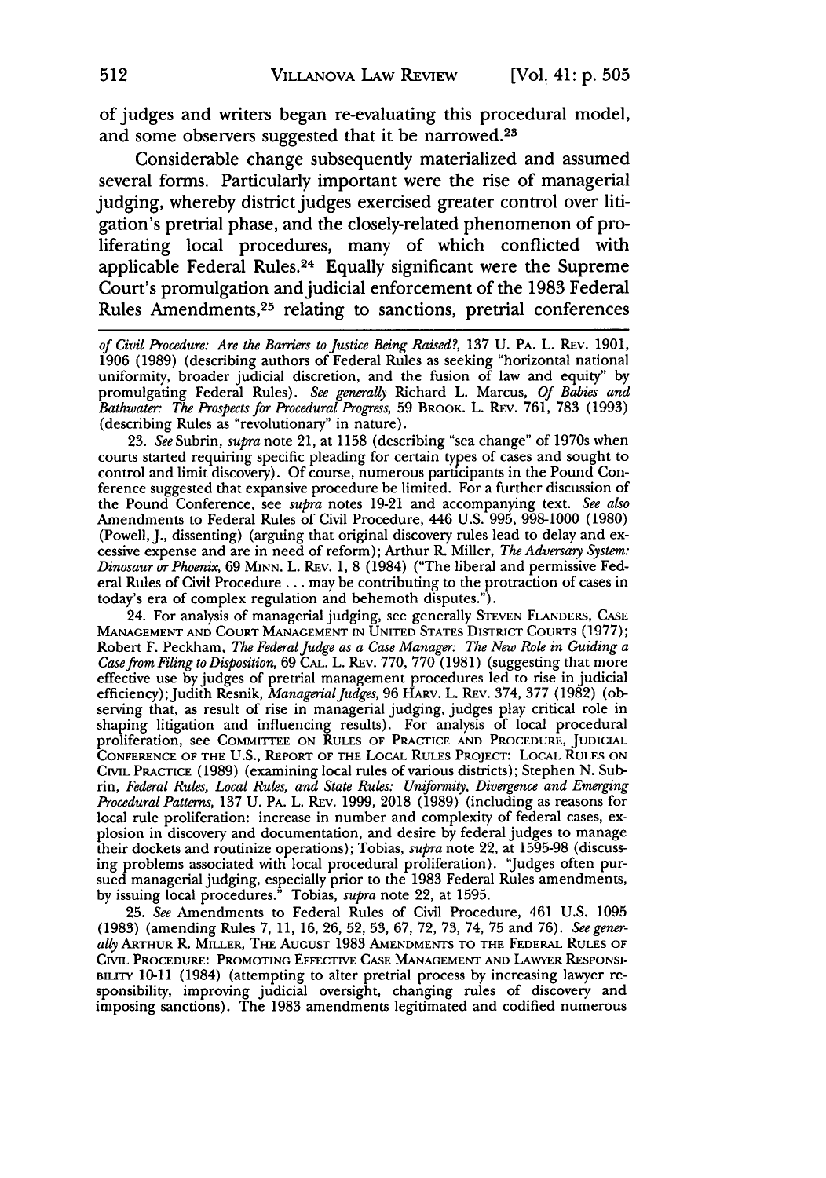of judges and writers began re-evaluating this procedural model, and some observers suggested that it be narrowed.[23]

Considerable change subsequently materialized and assumed several forms. Particularly important were the rise of managerial judging, whereby district judges exercised greater control over litigation's pretrial phase, and the closely-related phenomenon of proliferating local procedures, many of which conflicted with applicable Federal Rules.[24] Equally significant were the Supreme Court's promulgation and judicial enforcement of the 1983 Federal Rules Amendments,[25] relating to sanctions, pretrial conferences

*of Civil Procedure: Are the Barriers to Justice Being Raised?*, 137 U. PA. L. REV. 1901, 1906 (1989) (describing authors of Federal Rules as seeking "horizontal national uniformity, broader judicial discretion, and the fusion of law and equity" by promulgating Federal Rules). *See generally* Richard L. Marcus, *Of Babies and Bathwater: The Prospects for Procedural Progress*, 59 BROOK. L. REV. 761, 783 (1993) (describing Rules as "revolutionary" in nature).

23. *See* Subrin, *supra* note 21, at 1158 (describing "sea change" of 1970s when courts started requiring specific pleading for certain types of cases and sought to control and limit discovery). Of course, numerous participants in the Pound Conference suggested that expansive procedure be limited. For a further discussion of the Pound Conference, see *supra* notes 19-21 and accompanying text. *See also* Amendments to Federal Rules of Civil Procedure, 446 U.S. 995, 998-1000 (1980) (Powell, J., dissenting) (arguing that original discovery rules lead to delay and excessive expense and are in need of reform); Arthur R. Miller, *The Adversary System: Dinosaur or Phoenix*, 69 MINN. L. REV. 1, 8 (1984) ("The liberal and permissive Federal Rules of Civil Procedure . . . may be contributing to the protraction of cases in today's era of complex regulation and behemoth disputes.").

24. For analysis of managerial judging, see generally STEVEN FLANDERS, CASE MANAGEMENT AND COURT MANAGEMENT IN UNITED STATES DISTRICT COURTS (1977); Robert F. Peckham, *The Federal Judge as a Case Manager: The New Role in Guiding a Case from Filing to Disposition*, 69 CAL. L. REV. 770, 770 (1981) (suggesting that more effective use by judges of pretrial management procedures led to rise in judicial efficiency); Judith Resnik, *Managerial Judges*, 96 HARV. L. REV. 374, 377 (1982) (observing that, as result of rise in managerial judging, judges play critical role in shaping litigation and influencing results). For analysis of local procedural proliferation, see COMMITTEE ON RULES OF PRACTICE AND PROCEDURE, JUDICIAL CONFERENCE OF THE U.S., REPORT OF THE LOCAL RULES PROJECT: LOCAL RULES ON CIVIL PRACTICE (1989) (examining local rules of various districts); Stephen N. Subrin, *Federal Rules, Local Rules, and State Rules: Uniformity, Divergence and Emerging Procedural Patterns*, 137 U. PA. L. REV. 1999, 2018 (1989) (including as reasons for local rule proliferation: increase in number and complexity of federal cases, explosion in discovery and documentation, and desire by federal judges to manage their dockets and routinize operations); Tobias, *supra* note 22, at 1595-98 (discussing problems associated with local procedural proliferation). "Judges often pursued managerial judging, especially prior to the 1983 Federal Rules amendments, by issuing local procedures." Tobias, *supra* note 22, at 1595.

25. *See* Amendments to Federal Rules of Civil Procedure, 461 U.S. 1095 (1983) (amending Rules 7, 11, 16, 26, 52, 53, 67, 72, 73, 74, 75 and 76). *See generally* ARTHUR R. MILLER, THE AUGUST 1983 AMENDMENTS TO THE FEDERAL RULES OF CIVIL PROCEDURE: PROMOTING EFFECTIVE CASE MANAGEMENT AND LAWYER RESPONSIBILITY 10-11 (1984) (attempting to alter pretrial process by increasing lawyer responsibility, improving judicial oversight, changing rules of discovery and imposing sanctions). The 1983 amendments legitimated and codified numerous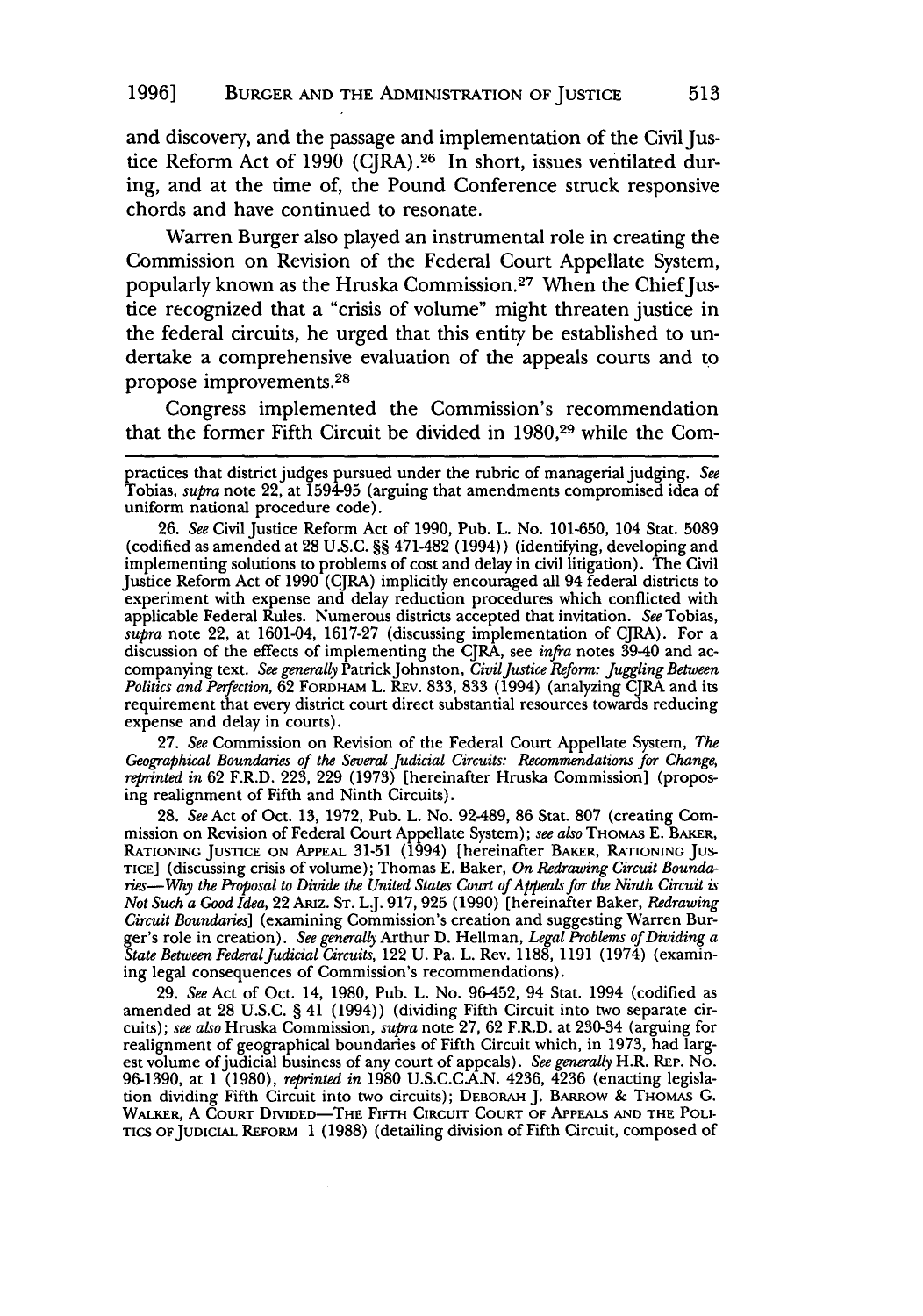and discovery, and the passage and implementation of the Civil Justice Reform Act of 1990 (CJRA).[26] In short, issues ventilated during, and at the time of, the Pound Conference struck responsive chords and have continued to resonate.

Warren Burger also played an instrumental role in creating the Commission on Revision of the Federal Court Appellate System, popularly known as the Hruska Commission.[27] When the Chief Justice recognized that a "crisis of volume" might threaten justice in the federal circuits, he urged that this entity be established to undertake a comprehensive evaluation of the appeals courts and to propose improvements.[28]

Congress implemented the Commission's recommendation that the former Fifth Circuit be divided in 1980,[29] while the Com-

---

practices that district judges pursued under the rubric of managerial judging. *See* Tobias, *supra* note 22, at 1594-95 (arguing that amendments compromised idea of uniform national procedure code).

26. *See* Civil Justice Reform Act of 1990, Pub. L. No. 101-650, 104 Stat. 5089 (codified as amended at 28 U.S.C. §§ 471-482 (1994)) (identifying, developing and implementing solutions to problems of cost and delay in civil litigation). The Civil Justice Reform Act of 1990 (CJRA) implicitly encouraged all 94 federal districts to experiment with expense and delay reduction procedures which conflicted with applicable Federal Rules. Numerous districts accepted that invitation. *See* Tobias, *supra* note 22, at 1601-04, 1617-27 (discussing implementation of CJRA). For a discussion of the effects of implementing the CJRA, see *infra* notes 39-40 and accompanying text. *See generally* Patrick Johnston, *Civil Justice Reform: Juggling Between Politics and Perfection*, 62 FORDHAM L. REV. 833, 833 (1994) (analyzing CJRA and its requirement that every district court direct substantial resources towards reducing expense and delay in courts).

27. *See* Commission on Revision of the Federal Court Appellate System, *The Geographical Boundaries of the Several Judicial Circuits: Recommendations for Change*, *reprinted in* 62 F.R.D. 223, 229 (1973) [hereinafter Hruska Commission] (proposing realignment of Fifth and Ninth Circuits).

28. *See* Act of Oct. 13, 1972, Pub. L. No. 92-489, 86 Stat. 807 (creating Commission on Revision of Federal Court Appellate System); *see also* THOMAS E. BAKER, RATIONING JUSTICE ON APPEAL 31-51 (1994) [hereinafter BAKER, RATIONING JUSTICE] (discussing crisis of volume); Thomas E. Baker, *On Redrawing Circuit Boundaries—Why the Proposal to Divide the United States Court of Appeals for the Ninth Circuit is Not Such a Good Idea*, 22 ARIZ. ST. L.J. 917, 925 (1990) [hereinafter Baker, *Redrawing Circuit Boundaries*] (examining Commission's creation and suggesting Warren Burger's role in creation). *See generally* Arthur D. Hellman, *Legal Problems of Dividing a State Between Federal Judicial Circuits*, 122 U. PA. L. REV. 1188, 1191 (1974) (examining legal consequences of Commission's recommendations).

29. *See* Act of Oct. 14, 1980, Pub. L. No. 96-452, 94 Stat. 1994 (codified as amended at 28 U.S.C. § 41 (1994)) (dividing Fifth Circuit into two separate circuits); *see also* Hruska Commission, *supra* note 27, 62 F.R.D. at 230-34 (arguing for realignment of geographical boundaries of Fifth Circuit which, in 1973, had largest volume of judicial business of any court of appeals). *See generally* H.R. REP. NO. 96-1390, at 1 (1980), *reprinted in* 1980 U.S.C.C.A.N. 4236, 4236 (enacting legislation dividing Fifth Circuit into two circuits); DEBORAH J. BARROW & THOMAS G. WALKER, A COURT DIVIDED—THE FIFTH CIRCUIT COURT OF APPEALS AND THE POLITICS OF JUDICIAL REFORM 1 (1988) (detailing division of Fifth Circuit, composed of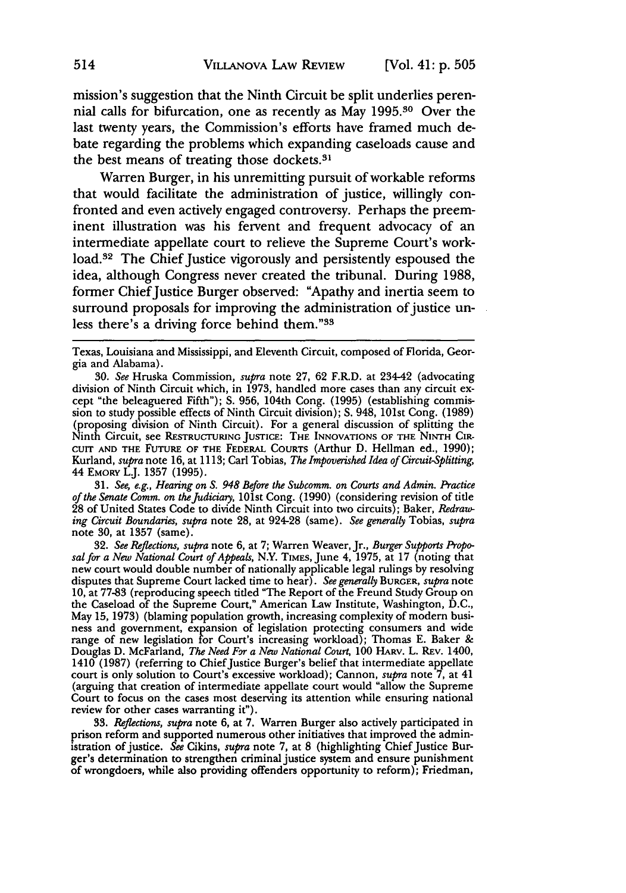mission's suggestion that the Ninth Circuit be split underlies perennial calls for bifurcation, one as recently as May 1995.[30] Over the last twenty years, the Commission's efforts have framed much debate regarding the problems which expanding caseloads cause and the best means of treating those dockets.[31]

Warren Burger, in his unremitting pursuit of workable reforms that would facilitate the administration of justice, willingly confronted and even actively engaged controversy. Perhaps the preeminent illustration was his fervent and frequent advocacy of an intermediate appellate court to relieve the Supreme Court's workload.[32] The Chief Justice vigorously and persistently espoused the idea, although Congress never created the tribunal. During 1988, former Chief Justice Burger observed: "Apathy and inertia seem to surround proposals for improving the administration of justice unless there's a driving force behind them."[33]

---

Texas, Louisiana and Mississippi, and Eleventh Circuit, composed of Florida, Georgia and Alabama).

30. *See* Hruska Commission, *supra* note 27, 62 F.R.D. at 234-42 (advocating division of Ninth Circuit which, in 1973, handled more cases than any circuit except "the beleaguered Fifth"); S. 956, 104th Cong. (1995) (establishing commission to study possible effects of Ninth Circuit division); S. 948, 101st Cong. (1989) (proposing division of Ninth Circuit). For a general discussion of splitting the Ninth Circuit, see RESTRUCTURING JUSTICE: THE INNOVATIONS OF THE NINTH CIRCUIT AND THE FUTURE OF THE FEDERAL COURTS (Arthur D. Hellman ed., 1990); Kurland, *supra* note 16, at 1113; Carl Tobias, *The Impoverished Idea of Circuit-Splitting*, 44 EMORY L.J. 1357 (1995).

31. *See, e.g.*, *Hearing on S. 948 Before the Subcomm. on Courts and Admin. Practice of the Senate Comm. on the Judiciary*, 101st Cong. (1990) (considering revision of title 28 of United States Code to divide Ninth Circuit into two circuits); Baker, *Redrawing Circuit Boundaries*, *supra* note 28, at 924-28 (same). *See generally* Tobias, *supra* note 30, at 1357 (same).

32. *See Reflections*, *supra* note 6, at 7; Warren Weaver, Jr., *Burger Supports Proposal for a New National Court of Appeals*, N.Y. TIMES, June 4, 1975, at 17 (noting that new court would double number of nationally applicable legal rulings by resolving disputes that Supreme Court lacked time to hear). *See generally* BURGER, *supra* note 10, at 77-83 (reproducing speech titled "The Report of the Freund Study Group on the Caseload of the Supreme Court," American Law Institute, Washington, D.C., May 15, 1973) (blaming population growth, increasing complexity of modern business and government, expansion of legislation protecting consumers and wide range of new legislation for Court's increasing workload); Thomas E. Baker & Douglas D. McFarland, *The Need For a New National Court*, 100 HARV. L. REV. 1400, 1410 (1987) (referring to Chief Justice Burger's belief that intermediate appellate court is only solution to Court's excessive workload); Cannon, *supra* note 7, at 41 (arguing that creation of intermediate appellate court would "allow the Supreme Court to focus on the cases most deserving its attention while ensuring national review for other cases warranting it").

33. *Reflections*, *supra* note 6, at 7. Warren Burger also actively participated in prison reform and supported numerous other initiatives that improved the administration of justice. *See* Cikins, *supra* note 7, at 8 (highlighting Chief Justice Burger's determination to strengthen criminal justice system and ensure punishment of wrongdoers, while also providing offenders opportunity to reform); Friedman,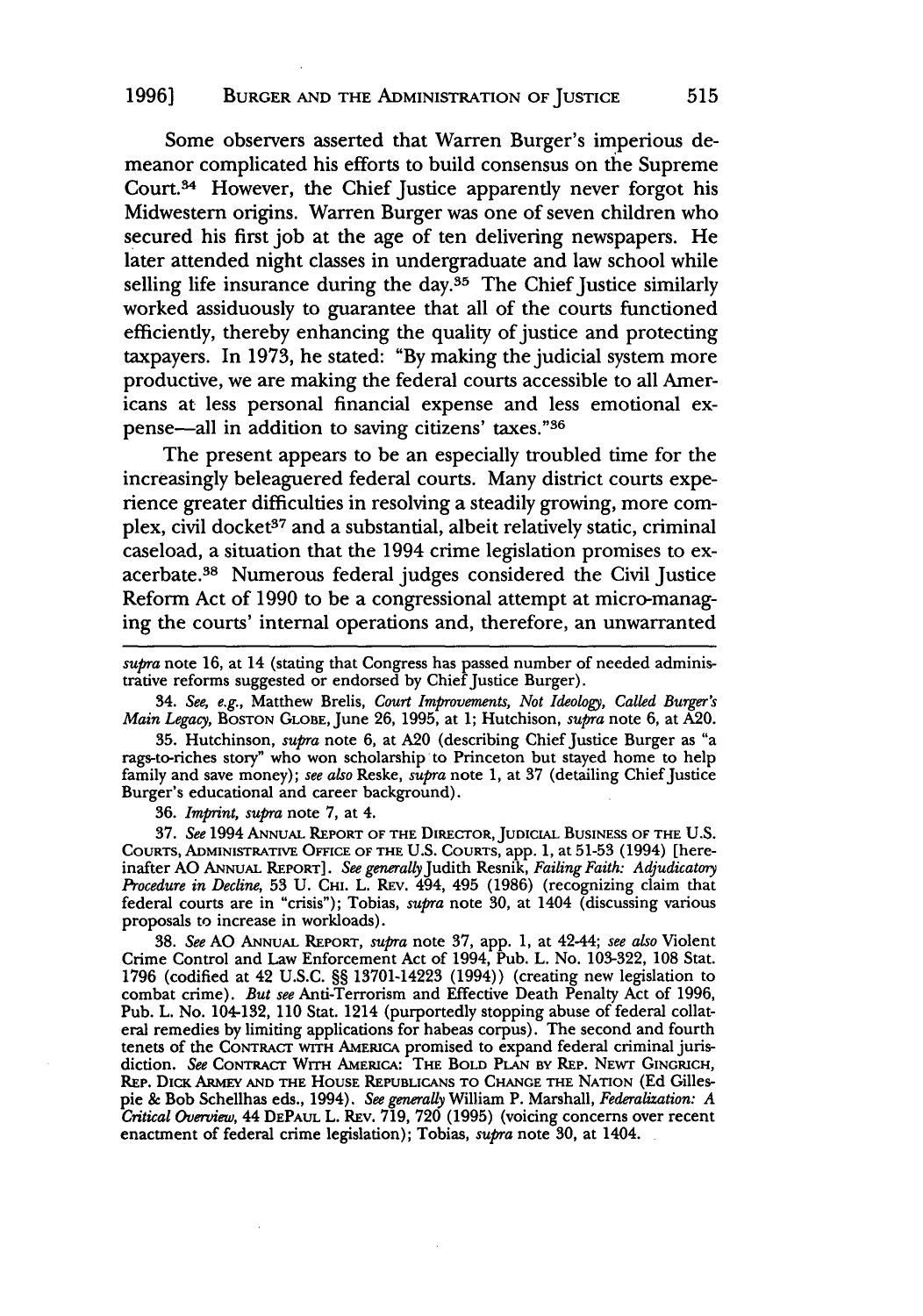Some observers asserted that Warren Burger's imperious demeanor complicated his efforts to build consensus on the Supreme Court.[34] However, the Chief Justice apparently never forgot his Midwestern origins. Warren Burger was one of seven children who secured his first job at the age of ten delivering newspapers. He later attended night classes in undergraduate and law school while selling life insurance during the day.[35] The Chief Justice similarly worked assiduously to guarantee that all of the courts functioned efficiently, thereby enhancing the quality of justice and protecting taxpayers. In 1973, he stated: "By making the judicial system more productive, we are making the federal courts accessible to all Americans at less personal financial expense and less emotional expense—all in addition to saving citizens' taxes."[36]

The present appears to be an especially troubled time for the increasingly beleaguered federal courts. Many district courts experience greater difficulties in resolving a steadily growing, more complex, civil docket[37] and a substantial, albeit relatively static, criminal caseload, a situation that the 1994 crime legislation promises to exacerbate.[38] Numerous federal judges considered the Civil Justice Reform Act of 1990 to be a congressional attempt at micro-managing the courts' internal operations and, therefore, an unwarranted

---

*supra* note 16, at 14 (stating that Congress has passed number of needed administrative reforms suggested or endorsed by Chief Justice Burger).

34. *See, e.g.*, Matthew Brelis, *Court Improvements, Not Ideology, Called Burger's Main Legacy*, BOSTON GLOBE, June 26, 1995, at 1; Hutchison, *supra* note 6, at A20.

35. Hutchinson, *supra* note 6, at A20 (describing Chief Justice Burger as "a rags-to-riches story" who won scholarship to Princeton but stayed home to help family and save money); *see also* Reske, *supra* note 1, at 37 (detailing Chief Justice Burger's educational and career background).

36. *Imprint*, *supra* note 7, at 4.

37. *See* 1994 ANNUAL REPORT OF THE DIRECTOR, JUDICIAL BUSINESS OF THE U.S. COURTS, ADMINISTRATIVE OFFICE OF THE U.S. COURTS, app. 1, at 51-53 (1994) [hereinafter AO ANNUAL REPORT]. *See generally* Judith Resnik, *Failing Faith: Adjudicatory Procedure in Decline*, 53 U. CHI. L. REV. 494, 495 (1986) (recognizing claim that federal courts are in "crisis"); Tobias, *supra* note 30, at 1404 (discussing various proposals to increase in workloads).

38. *See* AO ANNUAL REPORT, *supra* note 37, app. 1, at 42-44; *see also* Violent Crime Control and Law Enforcement Act of 1994, Pub. L. No. 103-322, 108 Stat. 1796 (codified at 42 U.S.C. §§ 13701-14223 (1994)) (creating new legislation to combat crime). *But see* Anti-Terrorism and Effective Death Penalty Act of 1996, Pub. L. No. 104-132, 110 Stat. 1214 (purportedly stopping abuse of federal collateral remedies by limiting applications for habeas corpus). The second and fourth tenets of the CONTRACT WITH AMERICA promised to expand federal criminal jurisdiction. *See* CONTRACT WITH AMERICA: THE BOLD PLAN BY REP. NEWT GINGRICH, REP. DICK ARMEY AND THE HOUSE REPUBLICANS TO CHANGE THE NATION (Ed Gillespie & Bob Schellhas eds., 1994). *See generally* William P. Marshall, *Federalization: A Critical Overview*, 44 DEPAUL L. REV. 719, 720 (1995) (voicing concerns over recent enactment of federal crime legislation); Tobias, *supra* note 30, at 1404.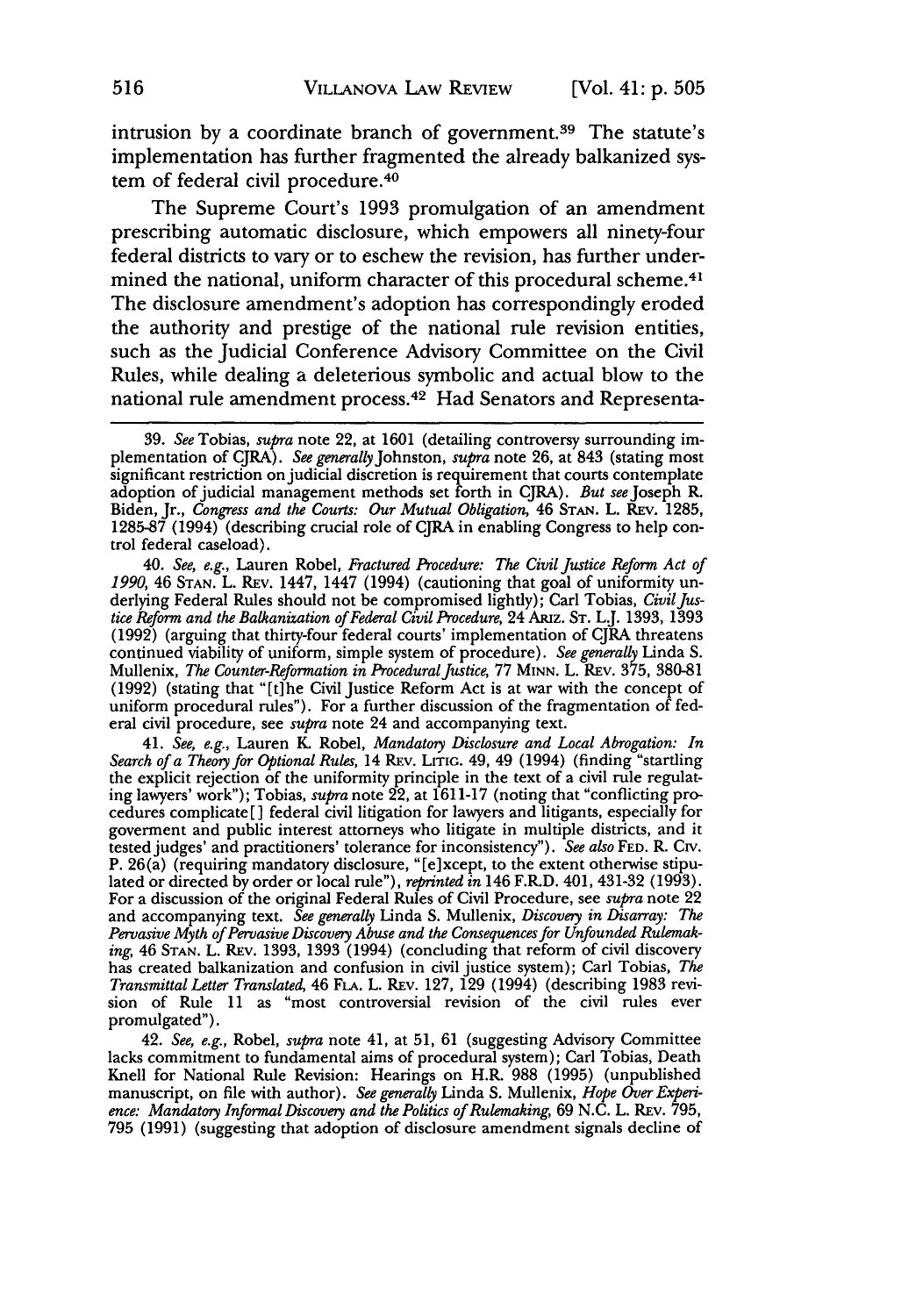intrusion by a coordinate branch of government.[39] The statute's implementation has further fragmented the already balkanized system of federal civil procedure.[40]

The Supreme Court's 1993 promulgation of an amendment prescribing automatic disclosure, which empowers all ninety-four federal districts to vary or to eschew the revision, has further undermined the national, uniform character of this procedural scheme.[41] The disclosure amendment's adoption has correspondingly eroded the authority and prestige of the national rule revision entities, such as the Judicial Conference Advisory Committee on the Civil Rules, while dealing a deleterious symbolic and actual blow to the national rule amendment process.[42] Had Senators and Representa-

---

39. *See* Tobias, *supra* note 22, at 1601 (detailing controversy surrounding implementation of CJRA). *See generally* Johnston, *supra* note 26, at 843 (stating most significant restriction on judicial discretion is requirement that courts contemplate adoption of judicial management methods set forth in CJRA). *But see* Joseph R. Biden, Jr., *Congress and the Courts: Our Mutual Obligation*, 46 STAN. L. REV. 1285, 1285-87 (1994) (describing crucial role of CJRA in enabling Congress to help control federal caseload).

40. *See, e.g.*, Lauren Robel, *Fractured Procedure: The Civil Justice Reform Act of 1990*, 46 STAN. L. REV. 1447, 1447 (1994) (cautioning that goal of uniformity underlying Federal Rules should not be compromised lightly); Carl Tobias, *Civil Justice Reform and the Balkanization of Federal Civil Procedure*, 24 ARIZ. ST. L.J. 1393, 1393 (1992) (arguing that thirty-four federal courts' implementation of CJRA threatens continued viability of uniform, simple system of procedure). *See generally* Linda S. Mullenix, *The Counter-Reformation in Procedural Justice*, 77 MINN. L. REV. 375, 380-81 (1992) (stating that "[t]he Civil Justice Reform Act is at war with the concept of uniform procedural rules"). For a further discussion of the fragmentation of federal civil procedure, see *supra* note 24 and accompanying text.

41. *See, e.g.*, Lauren K. Robel, *Mandatory Disclosure and Local Abrogation: In Search of a Theory for Optional Rules*, 14 REV. LITIG. 49, 49 (1994) (finding "startling the explicit rejection of the uniformity principle in the text of a civil rule regulating lawyers' work"); Tobias, *supra* note 22, at 1611-17 (noting that "conflicting procedures complicate[] federal civil litigation for lawyers and litigants, especially for goverment and public interest attorneys who litigate in multiple districts, and it tested judges' and practitioners' tolerance for inconsistency"). *See also* FED. R. CIV. P. 26(a) (requiring mandatory disclosure, "[e]xcept, to the extent otherwise stipulated or directed by order or local rule"), *reprinted in* 146 F.R.D. 401, 431-32 (1993). For a discussion of the original Federal Rules of Civil Procedure, see *supra* note 22 and accompanying text. *See generally* Linda S. Mullenix, *Discovery in Disarray: The Pervasive Myth of Pervasive Discovery Abuse and the Consequences for Unfounded Rulemaking*, 46 STAN. L. REV. 1393, 1393 (1994) (concluding that reform of civil discovery has created balkanization and confusion in civil justice system); Carl Tobias, *The Transmittal Letter Translated*, 46 FLA. L. REV. 127, 129 (1994) (describing 1983 revision of Rule 11 as "most controversial revision of the civil rules ever promulgated").

42. *See, e.g.*, Robel, *supra* note 41, at 51, 61 (suggesting Advisory Committee lacks commitment to fundamental aims of procedural system); Carl Tobias, Death Knell for National Rule Revision: Hearings on H.R. 988 (1995) (unpublished manuscript, on file with author). *See generally* Linda S. Mullenix, *Hope Over Experience: Mandatory Informal Discovery and the Politics of Rulemaking*, 69 N.C. L. REV. 795, 795 (1991) (suggesting that adoption of disclosure amendment signals decline of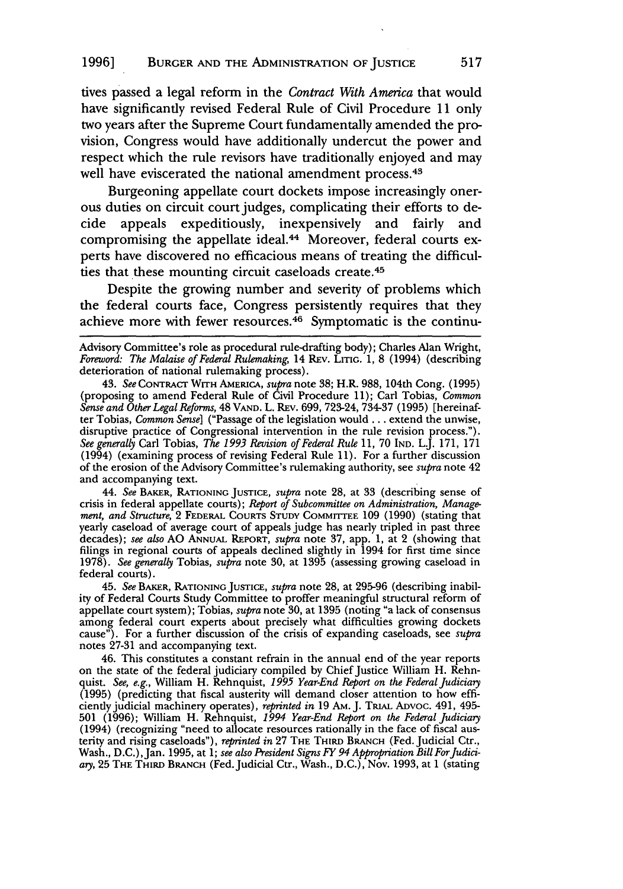tives passed a legal reform in the *Contract With America* that would have significantly revised Federal Rule of Civil Procedure 11 only two years after the Supreme Court fundamentally amended the provision, Congress would have additionally undercut the power and respect which the rule revisors have traditionally enjoyed and may well have eviscerated the national amendment process.[43]

Burgeoning appellate court dockets impose increasingly onerous duties on circuit court judges, complicating their efforts to decide appeals expeditiously, inexpensively and fairly and compromising the appellate ideal.[44] Moreover, federal courts experts have discovered no efficacious means of treating the difficulties that these mounting circuit caseloads create.[45]

Despite the growing number and severity of problems which the federal courts face, Congress persistently requires that they achieve more with fewer resources.[46] Symptomatic is the continu-

---

Advisory Committee's role as procedural rule-drafting body); Charles Alan Wright, *Foreword: The Malaise of Federal Rulemaking*, 14 REV. LITIG. 1, 8 (1994) (describing deterioration of national rulemaking process).

43. *See* CONTRACT WITH AMERICA, *supra* note 38; H.R. 988, 104th Cong. (1995) (proposing to amend Federal Rule of Civil Procedure 11); Carl Tobias, *Common Sense and Other Legal Reforms*, 48 VAND. L. REV. 699, 723-24, 734-37 (1995) [hereinafter Tobias, *Common Sense*] ("Passage of the legislation would . . . extend the unwise, disruptive practice of Congressional intervention in the rule revision process."). *See generally* Carl Tobias, *The 1993 Revision of Federal Rule* 11, 70 IND. L.J. 171, 171 (1994) (examining process of revising Federal Rule 11). For a further discussion of the erosion of the Advisory Committee's rulemaking authority, see *supra* note 42 and accompanying text.

44. *See* BAKER, RATIONING JUSTICE, *supra* note 28, at 33 (describing sense of crisis in federal appellate courts); *Report of Subcommittee on Administration, Management, and Structure*, 2 FEDERAL COURTS STUDY COMMITTEE 109 (1990) (stating that yearly caseload of average court of appeals judge has nearly tripled in past three decades); *see also* AO ANNUAL REPORT, *supra* note 37, app. 1, at 2 (showing that filings in regional courts of appeals declined slightly in 1994 for first time since 1978). *See generally* Tobias, *supra* note 30, at 1395 (assessing growing caseload in federal courts).

45. *See* BAKER, RATIONING JUSTICE, *supra* note 28, at 295-96 (describing inability of Federal Courts Study Committee to proffer meaningful structural reform of appellate court system); Tobias, *supra* note 30, at 1395 (noting "a lack of consensus among federal court experts about precisely what difficulties growing dockets cause"). For a further discussion of the crisis of expanding caseloads, see *supra* notes 27-31 and accompanying text.

46. This constitutes a constant refrain in the annual end of the year reports on the state of the federal judiciary compiled by Chief Justice William H. Rehnquist. *See, e.g.*, William H. Rehnquist, *1995 Year-End Report on the Federal Judiciary* (1995) (predicting that fiscal austerity will demand closer attention to how efficiently judicial machinery operates), *reprinted in* 19 AM. J. TRIAL ADVOC. 491, 495-501 (1996); William H. Rehnquist, *1994 Year-End Report on the Federal Judiciary* (1994) (recognizing "need to allocate resources rationally in the face of fiscal austerity and rising caseloads"), *reprinted in* 27 THE THIRD BRANCH (Fed. Judicial Ctr., Wash., D.C.), Jan. 1995, at 1; *see also President Signs FY 94 Appropriation Bill For Judiciary*, 25 THE THIRD BRANCH (Fed. Judicial Ctr., Wash., D.C.), Nov. 1993, at 1 (stating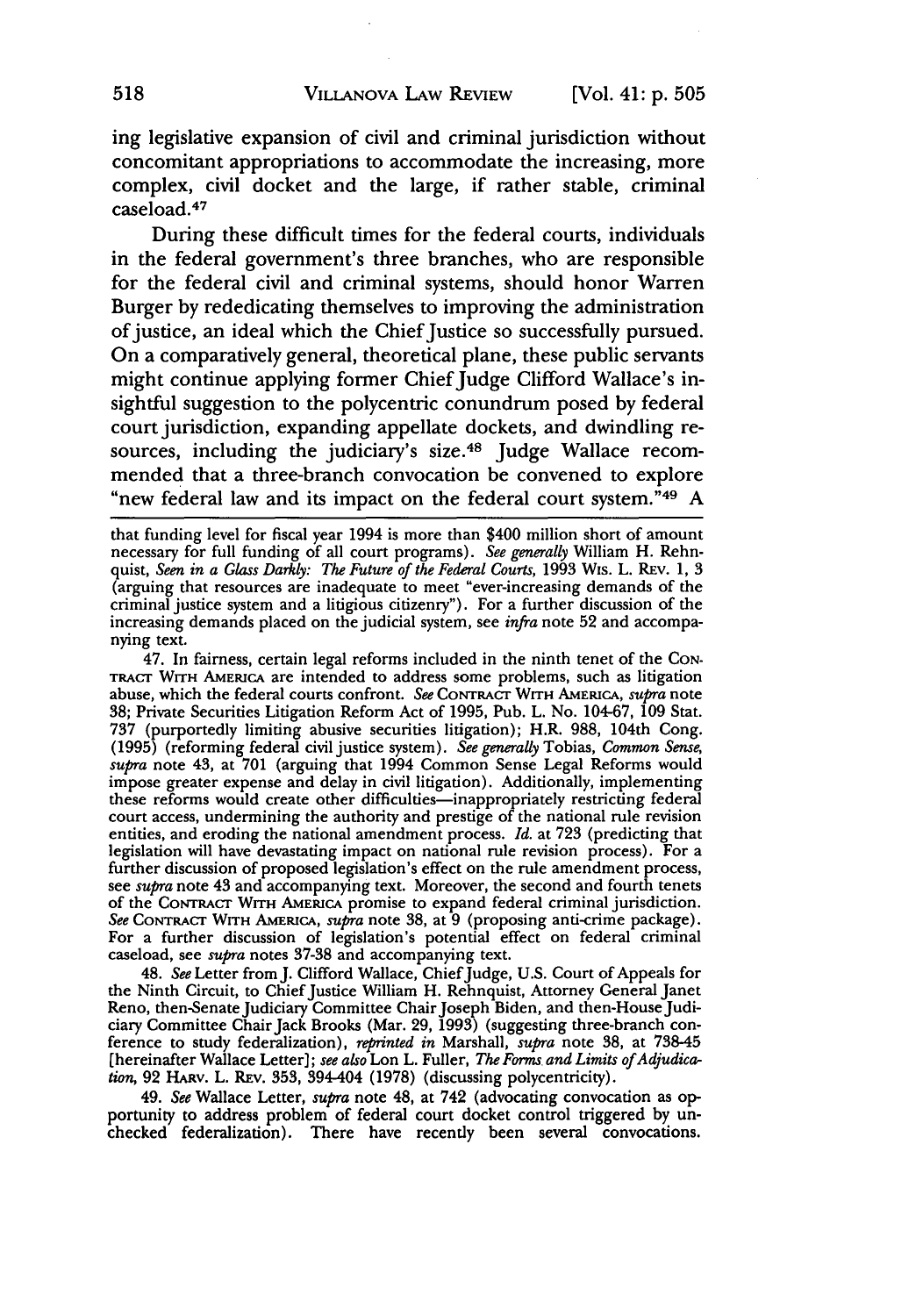ing legislative expansion of civil and criminal jurisdiction without concomitant appropriations to accommodate the increasing, more complex, civil docket and the large, if rather stable, criminal caseload.[47]

During these difficult times for the federal courts, individuals in the federal government's three branches, who are responsible for the federal civil and criminal systems, should honor Warren Burger by rededicating themselves to improving the administration of justice, an ideal which the Chief Justice so successfully pursued. On a comparatively general, theoretical plane, these public servants might continue applying former Chief Judge Clifford Wallace's insightful suggestion to the polycentric conundrum posed by federal court jurisdiction, expanding appellate dockets, and dwindling resources, including the judiciary's size.[48] Judge Wallace recommended that a three-branch convocation be convened to explore "new federal law and its impact on the federal court system."[49] A

---

that funding level for fiscal year 1994 is more than $400 million short of amount necessary for full funding of all court programs). *See generally* William H. Rehnquist, *Seen in a Glass Darkly: The Future of the Federal Courts*, 1993 Wis. L. Rev. 1, 3 (arguing that resources are inadequate to meet "ever-increasing demands of the criminal justice system and a litigious citizenry"). For a further discussion of the increasing demands placed on the judicial system, see *infra* note 52 and accompanying text.

47. In fairness, certain legal reforms included in the ninth tenet of the Contract With America are intended to address some problems, such as litigation abuse, which the federal courts confront. *See* Contract With America, *supra* note 38; Private Securities Litigation Reform Act of 1995, Pub. L. No. 104-67, 109 Stat. 737 (purportedly limiting abusive securities litigation); H.R. 988, 104th Cong. (1995) (reforming federal civil justice system). *See generally* Tobias, *Common Sense*, *supra* note 43, at 701 (arguing that 1994 Common Sense Legal Reforms would impose greater expense and delay in civil litigation). Additionally, implementing these reforms would create other difficulties—inappropriately restricting federal court access, undermining the authority and prestige of the national rule revision entities, and eroding the national amendment process. *Id.* at 723 (predicting that legislation will have devastating impact on national rule revision process). For a further discussion of proposed legislation's effect on the rule amendment process, see *supra* note 43 and accompanying text. Moreover, the second and fourth tenets of the Contract With America promise to expand federal criminal jurisdiction. *See* Contract With America, *supra* note 38, at 9 (proposing anti-crime package). For a further discussion of legislation's potential effect on federal criminal caseload, see *supra* notes 37-38 and accompanying text.

48. *See* Letter from J. Clifford Wallace, Chief Judge, U.S. Court of Appeals for the Ninth Circuit, to Chief Justice William H. Rehnquist, Attorney General Janet Reno, then-Senate Judiciary Committee Chair Joseph Biden, and then-House Judiciary Committee Chair Jack Brooks (Mar. 29, 1993) (suggesting three-branch conference to study federalization), *reprinted in* Marshall, *supra* note 38, at 738-45 [hereinafter Wallace Letter]; *see also* Lon L. Fuller, *The Forms and Limits of Adjudication*, 92 Harv. L. Rev. 353, 394-404 (1978) (discussing polycentricity).

49. *See* Wallace Letter, *supra* note 48, at 742 (advocating convocation as opportunity to address problem of federal court docket control triggered by unchecked federalization). There have recently been several convocations.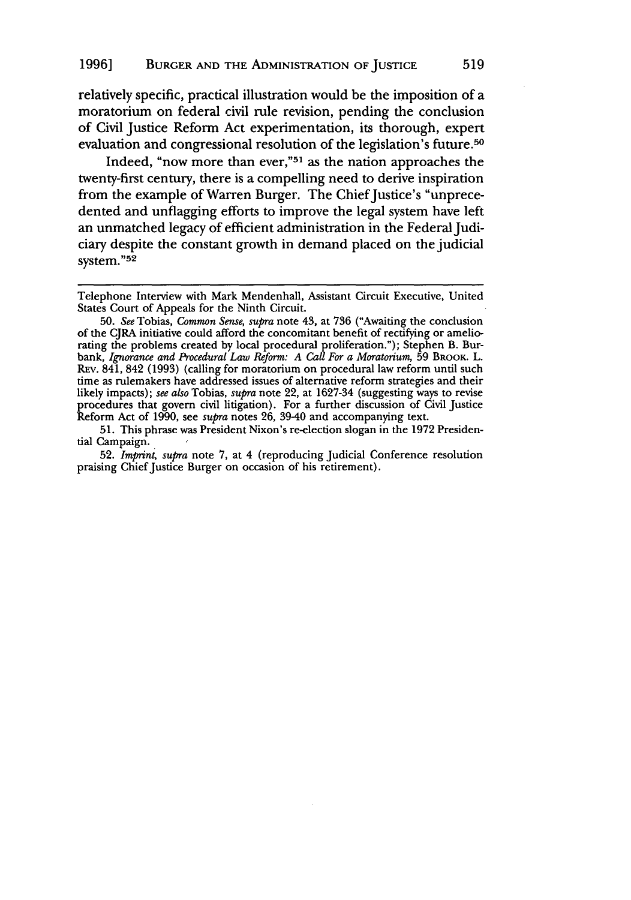relatively specific, practical illustration would be the imposition of a moratorium on federal civil rule revision, pending the conclusion of Civil Justice Reform Act experimentation, its thorough, expert evaluation and congressional resolution of the legislation's future.[50]

Indeed, "now more than ever,"[51] as the nation approaches the twenty-first century, there is a compelling need to derive inspiration from the example of Warren Burger. The Chief Justice's "unprecedented and unflagging efforts to improve the legal system have left an unmatched legacy of efficient administration in the Federal Judiciary despite the constant growth in demand placed on the judicial system."[52]

---

Telephone Interview with Mark Mendenhall, Assistant Circuit Executive, United States Court of Appeals for the Ninth Circuit.

50. *See* Tobias, *Common Sense*, *supra* note 43, at 736 ("Awaiting the conclusion of the CJRA initiative could afford the concomitant benefit of rectifying or ameliorating the problems created by local procedural proliferation."); Stephen B. Burbank, *Ignorance and Procedural Law Reform: A Call For a Moratorium*, 59 BROOK. L. REV. 841, 842 (1993) (calling for moratorium on procedural law reform until such time as rulemakers have addressed issues of alternative reform strategies and their likely impacts); *see also* Tobias, *supra* note 22, at 1627-34 (suggesting ways to revise procedures that govern civil litigation). For a further discussion of Civil Justice Reform Act of 1990, see *supra* notes 26, 39-40 and accompanying text.

51. This phrase was President Nixon's re-election slogan in the 1972 Presidential Campaign.

52. *Imprint*, *supra* note 7, at 4 (reproducing Judicial Conference resolution praising Chief Justice Burger on occasion of his retirement).